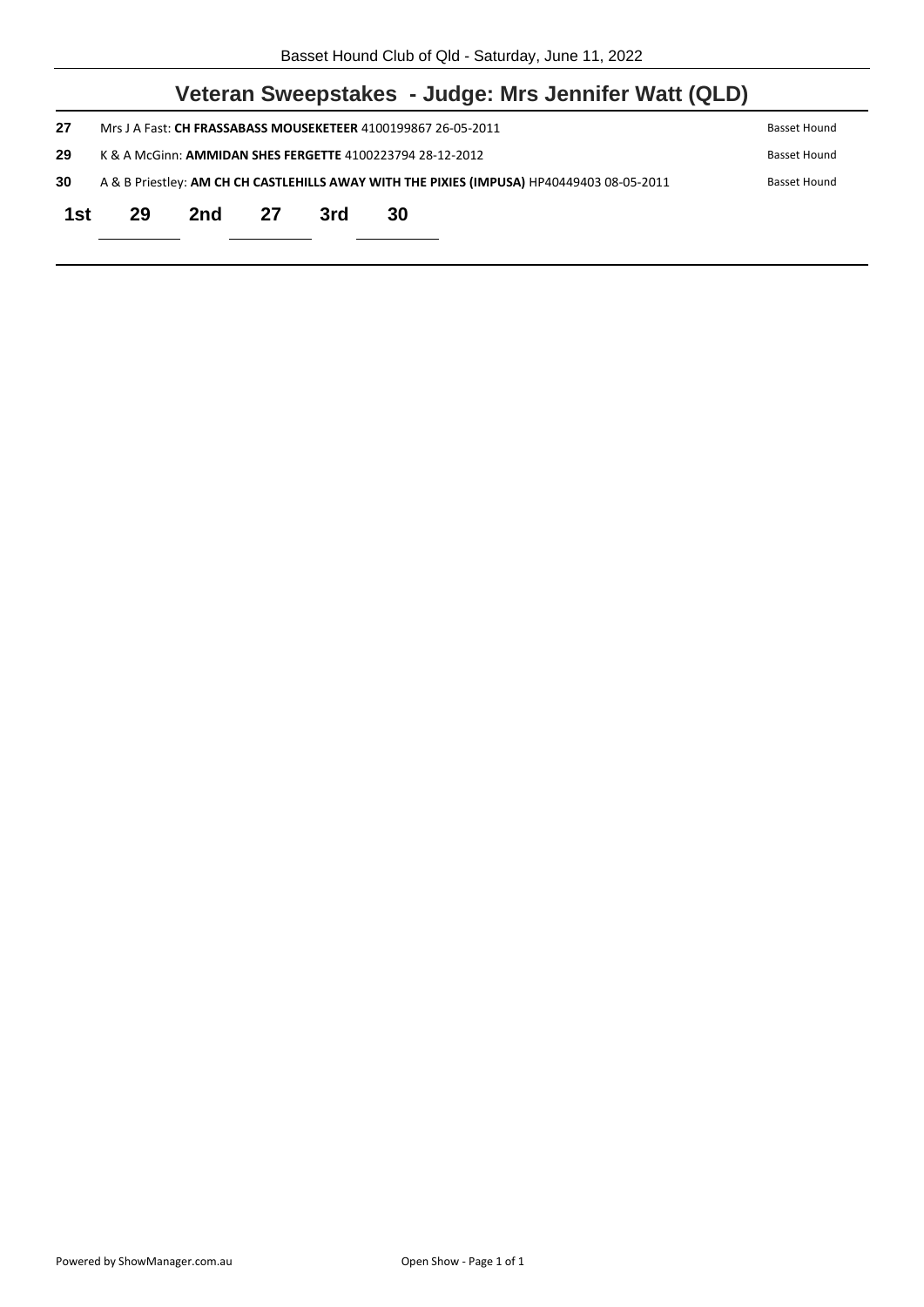Basset Hound Club of Qld - Saturday, June 11, 2022

## Veteran Sweepstakes - Judge: Mrs Jennifer Watt (QLD)

| | | |
|---|---|---|
| **27** | Mrs J A Fast: **CH FRASSABASS MOUSEKETEER** 4100199867 26-05-2011 | Basset Hound |
| **29** | K & A McGinn: **AMMIDAN SHES FERGETTE** 4100223794 28-12-2012 | Basset Hound |
| **30** | A & B Priestley: **AM CH CH CASTLEHILLS AWAY WITH THE PIXIES (IMPUSA)** HP40449403 08-05-2011 | Basset Hound |

**1st** 29 **2nd** 27 **3rd** 30

Open Show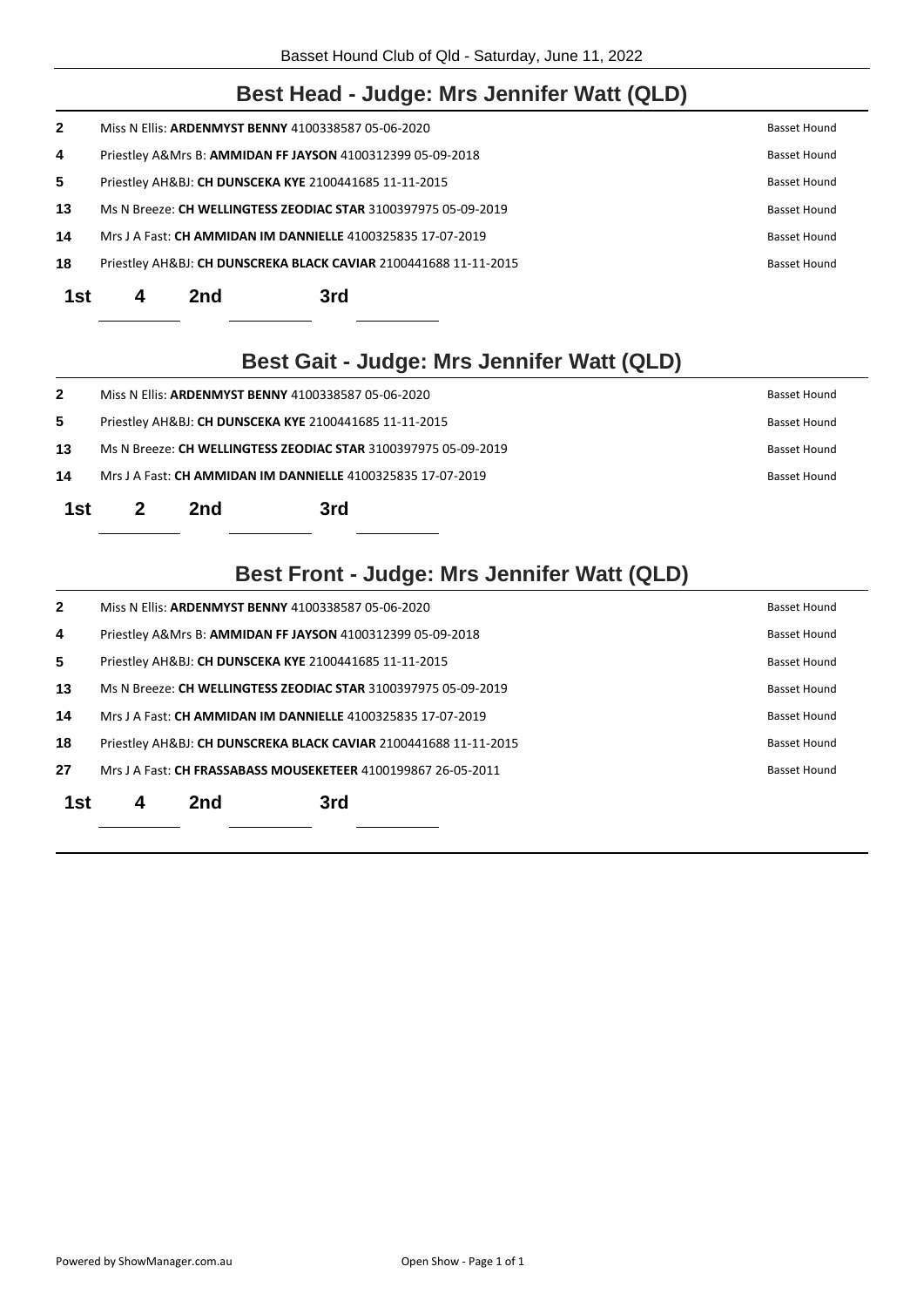## Best Head - Judge: Mrs Jennifer Watt (QLD)

| | | |
|---|---|---|
| 2 | Miss N Ellis: **ARDENMYST BENNY** 4100338587 05-06-2020 | Basset Hound |
| 4 | Priestley A&Mrs B: **AMMIDAN FF JAYSON** 4100312399 05-09-2018 | Basset Hound |
| 5 | Priestley AH&BJ: **CH DUNSCEKA KYE** 2100441685 11-11-2015 | Basset Hound |
| 13 | Ms N Breeze: **CH WELLINGTESS ZEODIAC STAR** 3100397975 05-09-2019 | Basset Hound |
| 14 | Mrs J A Fast: **CH AMMIDAN IM DANNIELLE** 4100325835 17-07-2019 | Basset Hound |
| 18 | Priestley AH&BJ: **CH DUNSCREKA BLACK CAVIAR** 2100441688 11-11-2015 | Basset Hound |

**1st** 4 **2nd** ______ **3rd** ______

## Best Gait - Judge: Mrs Jennifer Watt (QLD)

| | | |
|---|---|---|
| 2 | Miss N Ellis: **ARDENMYST BENNY** 4100338587 05-06-2020 | Basset Hound |
| 5 | Priestley AH&BJ: **CH DUNSCEKA KYE** 2100441685 11-11-2015 | Basset Hound |
| 13 | Ms N Breeze: **CH WELLINGTESS ZEODIAC STAR** 3100397975 05-09-2019 | Basset Hound |
| 14 | Mrs J A Fast: **CH AMMIDAN IM DANNIELLE** 4100325835 17-07-2019 | Basset Hound |

**1st** 2 **2nd** ______ **3rd** ______

## Best Front - Judge: Mrs Jennifer Watt (QLD)

| | | |
|---|---|---|
| 2 | Miss N Ellis: **ARDENMYST BENNY** 4100338587 05-06-2020 | Basset Hound |
| 4 | Priestley A&Mrs B: **AMMIDAN FF JAYSON** 4100312399 05-09-2018 | Basset Hound |
| 5 | Priestley AH&BJ: **CH DUNSCEKA KYE** 2100441685 11-11-2015 | Basset Hound |
| 13 | Ms N Breeze: **CH WELLINGTESS ZEODIAC STAR** 3100397975 05-09-2019 | Basset Hound |
| 14 | Mrs J A Fast: **CH AMMIDAN IM DANNIELLE** 4100325835 17-07-2019 | Basset Hound |
| 18 | Priestley AH&BJ: **CH DUNSCREKA BLACK CAVIAR** 2100441688 11-11-2015 | Basset Hound |
| 27 | Mrs J A Fast: **CH FRASSABASS MOUSEKETEER** 4100199867 26-05-2011 | Basset Hound |

**1st** 4 **2nd** ______ **3rd** ______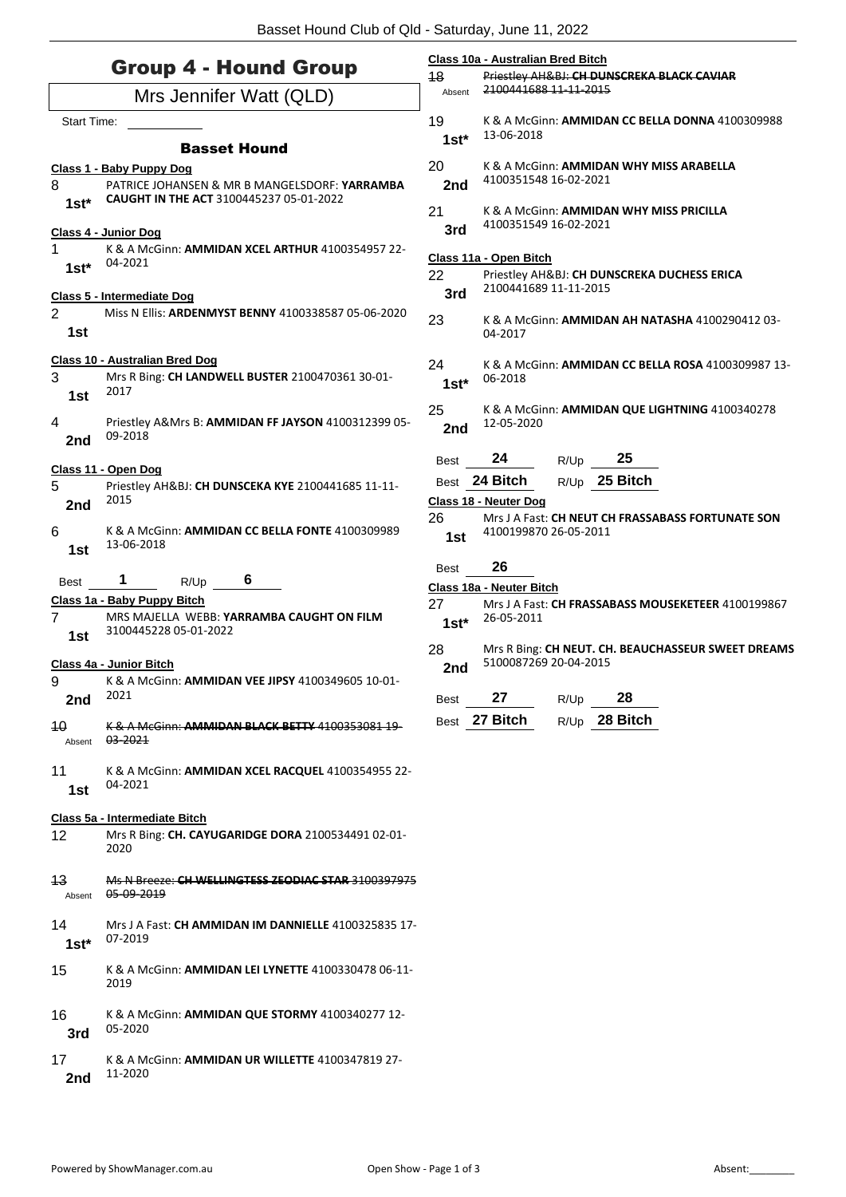# Group 4 - Hound Group

Mrs Jennifer Watt (QLD)

Start Time: ___________

### Basset Hound

**Class 1 - Baby Puppy Dog**

8 — PATRICE JOHANSEN & MR B MANGELSDORF: **YARRAMBA CAUGHT IN THE ACT** 3100445237 05-01-2022 — **1st***

**Class 4 - Junior Dog**

1 — K & A McGinn: **AMMIDAN XCEL ARTHUR** 4100354957 22-04-2021 — **1st***

**Class 5 - Intermediate Dog**

2 — Miss N Ellis: **ARDENMYST BENNY** 4100338587 05-06-2020 — **1st**

**Class 10 - Australian Bred Dog**

3 — Mrs R Bing: **CH LANDWELL BUSTER** 2100470361 30-01-2017 — **1st**

4 — Priestley A&Mrs B: **AMMIDAN FF JAYSON** 4100312399 05-09-2018 — **2nd**

**Class 11 - Open Dog**

5 — Priestley AH&BJ: **CH DUNSCEKA KYE** 2100441685 11-11-2015 — **2nd**

6 — K & A McGinn: **AMMIDAN CC BELLA FONTE** 4100309989 13-06-2018 — **1st**

Best **1** R/Up **6**

**Class 1a - Baby Puppy Bitch**

7 — MRS MAJELLA WEBB: **YARRAMBA CAUGHT ON FILM** 3100445228 05-01-2022 — **1st**

**Class 4a - Junior Bitch**

9 — K & A McGinn: **AMMIDAN VEE JIPSY** 4100349605 10-01-2021 — **2nd**

~~10 — K & A McGinn: **AMMIDAN BLACK BETTY** 4100353081 19-03-2021~~ — Absent

11 — K & A McGinn: **AMMIDAN XCEL RACQUEL** 4100354955 22-04-2021 — **1st**

**Class 5a - Intermediate Bitch**

12 — Mrs R Bing: **CH. CAYUGARIDGE DORA** 2100534491 02-01-2020

~~13 — Ms N Breeze: **CH WELLINGTESS ZEODIAC STAR** 3100397975 05-09-2019~~ — Absent

14 — Mrs J A Fast: **CH AMMIDAN IM DANNIELLE** 4100325835 17-07-2019 — **1st***

15 — K & A McGinn: **AMMIDAN LEI LYNETTE** 4100330478 06-11-2019

16 — K & A McGinn: **AMMIDAN QUE STORMY** 4100340277 12-05-2020 — **3rd**

17 — K & A McGinn: **AMMIDAN UR WILLETTE** 4100347819 27-11-2020 — **2nd**

**Class 10a - Australian Bred Bitch**

~~18 — Priestley AH&BJ: **CH DUNSCREKA BLACK CAVIAR** 2100441688 11-11-2015~~ — Absent

19 — K & A McGinn: **AMMIDAN CC BELLA DONNA** 4100309988 13-06-2018 — **1st***

20 — K & A McGinn: **AMMIDAN WHY MISS ARABELLA** 4100351548 16-02-2021 — **2nd**

21 — K & A McGinn: **AMMIDAN WHY MISS PRICILLA** 4100351549 16-02-2021 — **3rd**

**Class 11a - Open Bitch**

22 — Priestley AH&BJ: **CH DUNSCREKA DUCHESS ERICA** 2100441689 11-11-2015 — **3rd**

23 — K & A McGinn: **AMMIDAN AH NATASHA** 4100290412 03-04-2017

24 — K & A McGinn: **AMMIDAN CC BELLA ROSA** 4100309987 13-06-2018 — **1st***

25 — K & A McGinn: **AMMIDAN QUE LIGHTNING** 4100340278 12-05-2020 — **2nd**

Best **24** R/Up **25**

Best **24 Bitch** R/Up **25 Bitch**

**Class 18 - Neuter Dog**

26 — Mrs J A Fast: **CH NEUT CH FRASSABASS FORTUNATE SON** 4100199870 26-05-2011 — **1st**

Best **26**

**Class 18a - Neuter Bitch**

27 — Mrs J A Fast: **CH FRASSABASS MOUSEKETEER** 4100199867 26-05-2011 — **1st***

28 — Mrs R Bing: **CH NEUT. CH. BEAUCHASSEUR SWEET DREAMS** 5100087269 20-04-2015 — **2nd**

Best **27** R/Up **28**

Best **27 Bitch** R/Up **28 Bitch**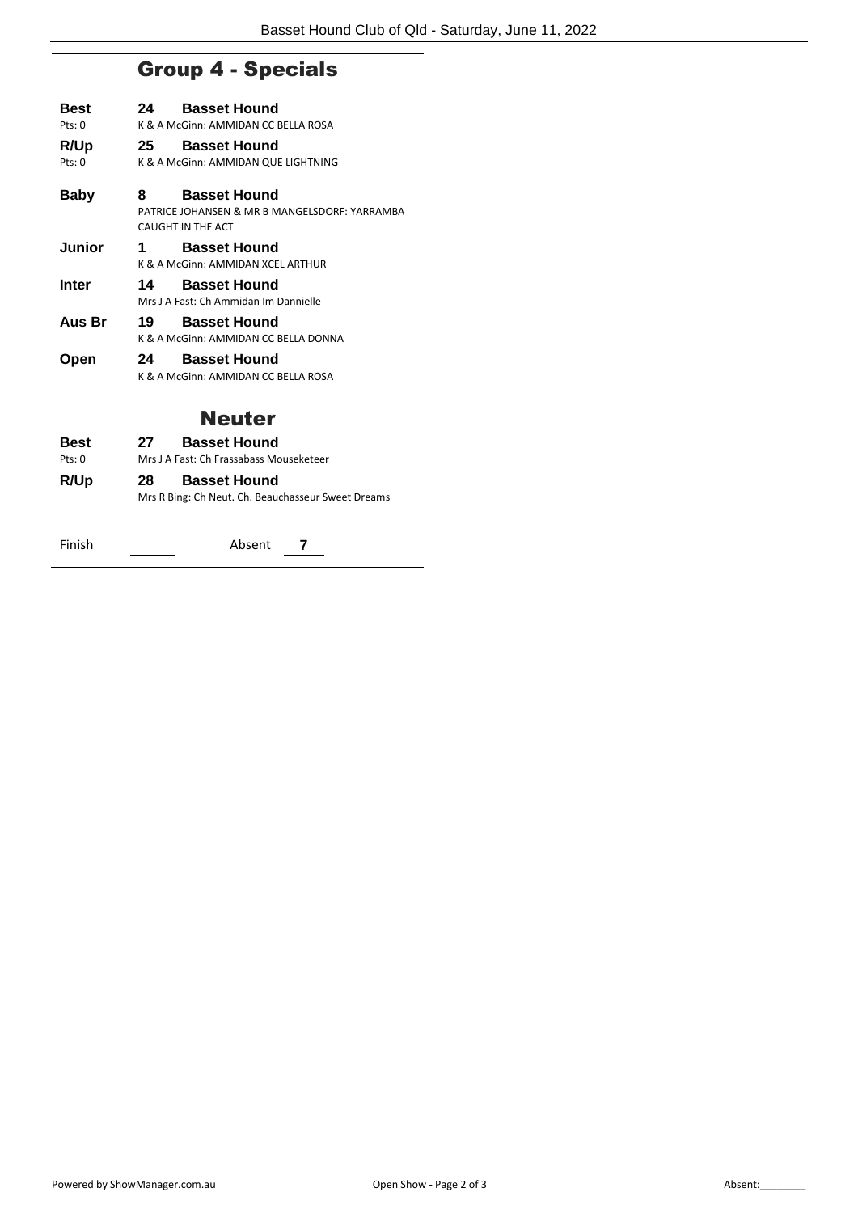## Group 4 - Specials

**Best** **24 Basset Hound**
Pts: 0 K & A McGinn: AMMIDAN CC BELLA ROSA

**R/Up** **25 Basset Hound**
Pts: 0 K & A McGinn: AMMIDAN QUE LIGHTNING

**Baby** **8 Basset Hound**
PATRICE JOHANSEN & MR B MANGELSDORF: YARRAMBA CAUGHT IN THE ACT

**Junior** **1 Basset Hound**
K & A McGinn: AMMIDAN XCEL ARTHUR

**Inter** **14 Basset Hound**
Mrs J A Fast: Ch Ammidan Im Dannielle

**Aus Br** **19 Basset Hound**
K & A McGinn: AMMIDAN CC BELLA DONNA

**Open** **24 Basset Hound**
K & A McGinn: AMMIDAN CC BELLA ROSA

## Neuter

**Best** **27 Basset Hound**
Pts: 0 Mrs J A Fast: Ch Frassabass Mouseketeer

**R/Up** **28 Basset Hound**
Mrs R Bing: Ch Neut. Ch. Beauchasseur Sweet Dreams

Finish ______ Absent **7**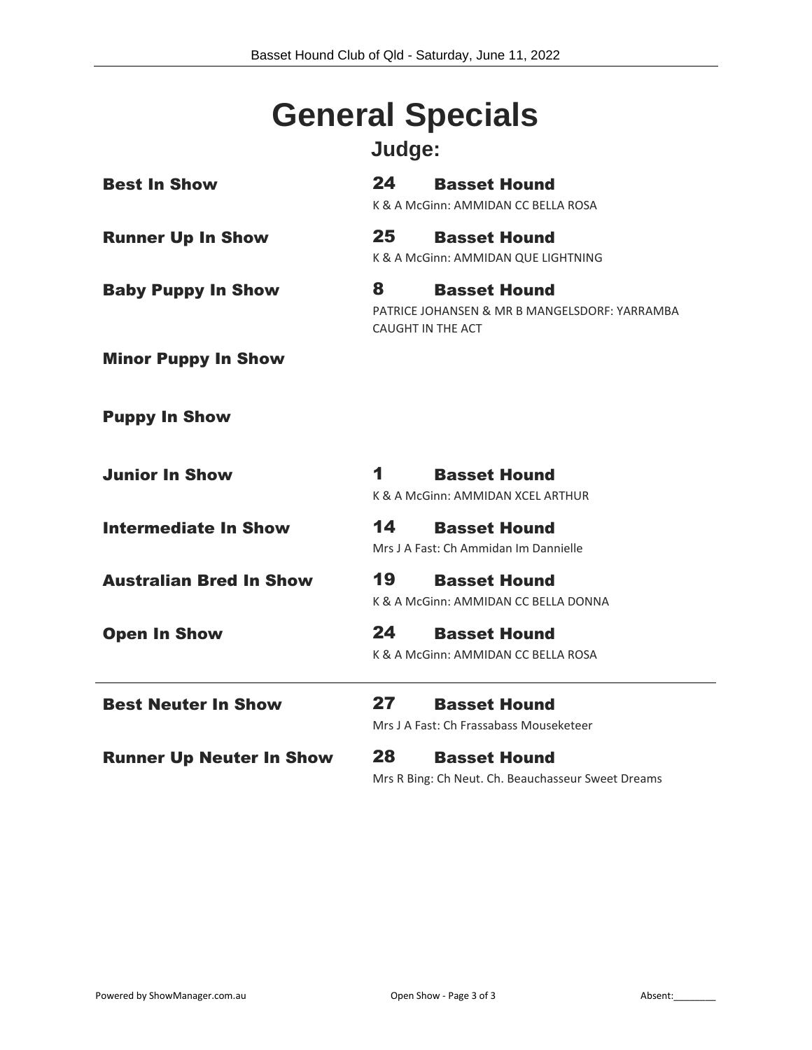# General Specials

## Judge:

| | | |
|---|---|---|
| **Best In Show** | **24** | **Basset Hound**<br>K & A McGinn: AMMIDAN CC BELLA ROSA |
| **Runner Up In Show** | **25** | **Basset Hound**<br>K & A McGinn: AMMIDAN QUE LIGHTNING |
| **Baby Puppy In Show** | **8** | **Basset Hound**<br>PATRICE JOHANSEN & MR B MANGELSDORF: YARRAMBA CAUGHT IN THE ACT |
| **Minor Puppy In Show** | | |
| **Puppy In Show** | | |
| **Junior In Show** | **1** | **Basset Hound**<br>K & A McGinn: AMMIDAN XCEL ARTHUR |
| **Intermediate In Show** | **14** | **Basset Hound**<br>Mrs J A Fast: Ch Ammidan Im Dannielle |
| **Australian Bred In Show** | **19** | **Basset Hound**<br>K & A McGinn: AMMIDAN CC BELLA DONNA |
| **Open In Show** | **24** | **Basset Hound**<br>K & A McGinn: AMMIDAN CC BELLA ROSA |

---

| | | |
|---|---|---|
| **Best Neuter In Show** | **27** | **Basset Hound**<br>Mrs J A Fast: Ch Frassabass Mouseketeer |
| **Runner Up Neuter In Show** | **28** | **Basset Hound**<br>Mrs R Bing: Ch Neut. Ch. Beauchasseur Sweet Dreams |

Absent:________